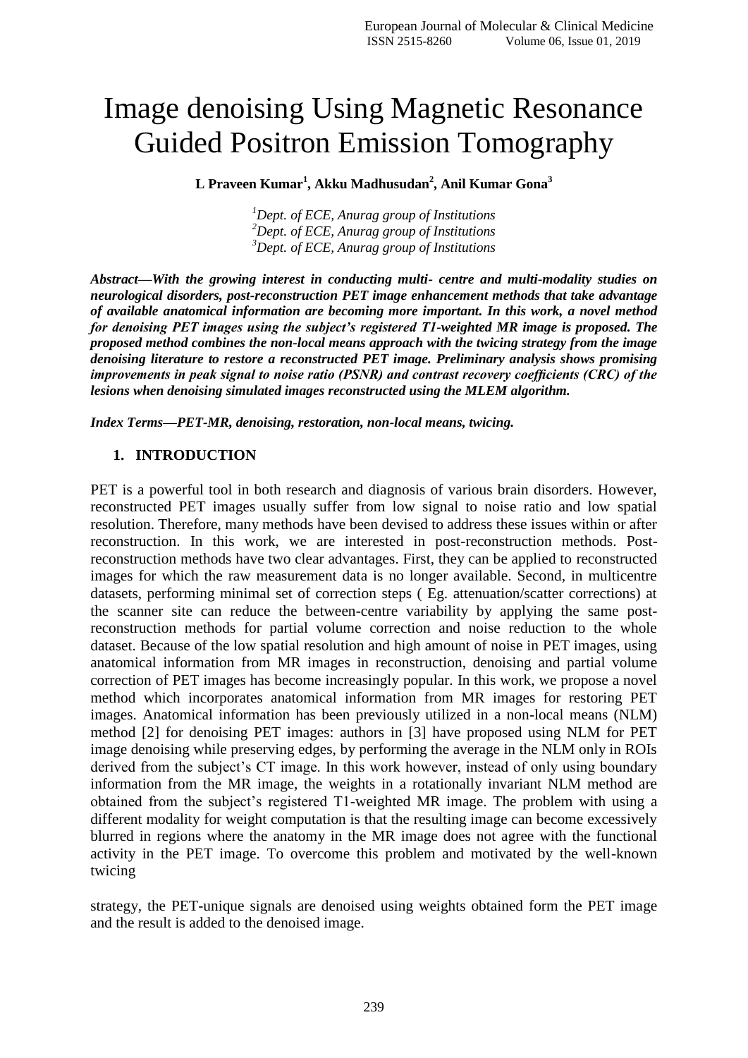# Image denoising Using Magnetic Resonance Guided Positron Emission Tomography

**L Praveen Kumar[1], Akku Madhusudan[2], Anil Kumar Gona[3]**

*[1]Dept. of ECE, Anurag group of Institutions*
*[2]Dept. of ECE, Anurag group of Institutions*
*[3]Dept. of ECE, Anurag group of Institutions*

***Abstract—With the growing interest in conducting multi- centre and multi-modality studies on neurological disorders, post-reconstruction PET image enhancement methods that take advantage of available anatomical information are becoming more important. In this work, a novel method for denoising PET images using the subject's registered T1-weighted MR image is proposed. The proposed method combines the non-local means approach with the twicing strategy from the image denoising literature to restore a reconstructed PET image. Preliminary analysis shows promising improvements in peak signal to noise ratio (PSNR) and contrast recovery coefficients (CRC) of the lesions when denoising simulated images reconstructed using the MLEM algorithm.***

***Index Terms—PET-MR, denoising, restoration, non-local means, twicing.***

## 1. INTRODUCTION

PET is a powerful tool in both research and diagnosis of various brain disorders. However, reconstructed PET images usually suffer from low signal to noise ratio and low spatial resolution. Therefore, many methods have been devised to address these issues within or after reconstruction. In this work, we are interested in post-reconstruction methods. Post-reconstruction methods have two clear advantages. First, they can be applied to reconstructed images for which the raw measurement data is no longer available. Second, in multicentre datasets, performing minimal set of correction steps ( Eg. attenuation/scatter corrections) at the scanner site can reduce the between-centre variability by applying the same post-reconstruction methods for partial volume correction and noise reduction to the whole dataset. Because of the low spatial resolution and high amount of noise in PET images, using anatomical information from MR images in reconstruction, denoising and partial volume correction of PET images has become increasingly popular. In this work, we propose a novel method which incorporates anatomical information from MR images for restoring PET images. Anatomical information has been previously utilized in a non-local means (NLM) method [2] for denoising PET images: authors in [3] have proposed using NLM for PET image denoising while preserving edges, by performing the average in the NLM only in ROIs derived from the subject's CT image. In this work however, instead of only using boundary information from the MR image, the weights in a rotationally invariant NLM method are obtained from the subject's registered T1-weighted MR image. The problem with using a different modality for weight computation is that the resulting image can become excessively blurred in regions where the anatomy in the MR image does not agree with the functional activity in the PET image. To overcome this problem and motivated by the well-known twicing

strategy, the PET-unique signals are denoised using weights obtained form the PET image and the result is added to the denoised image.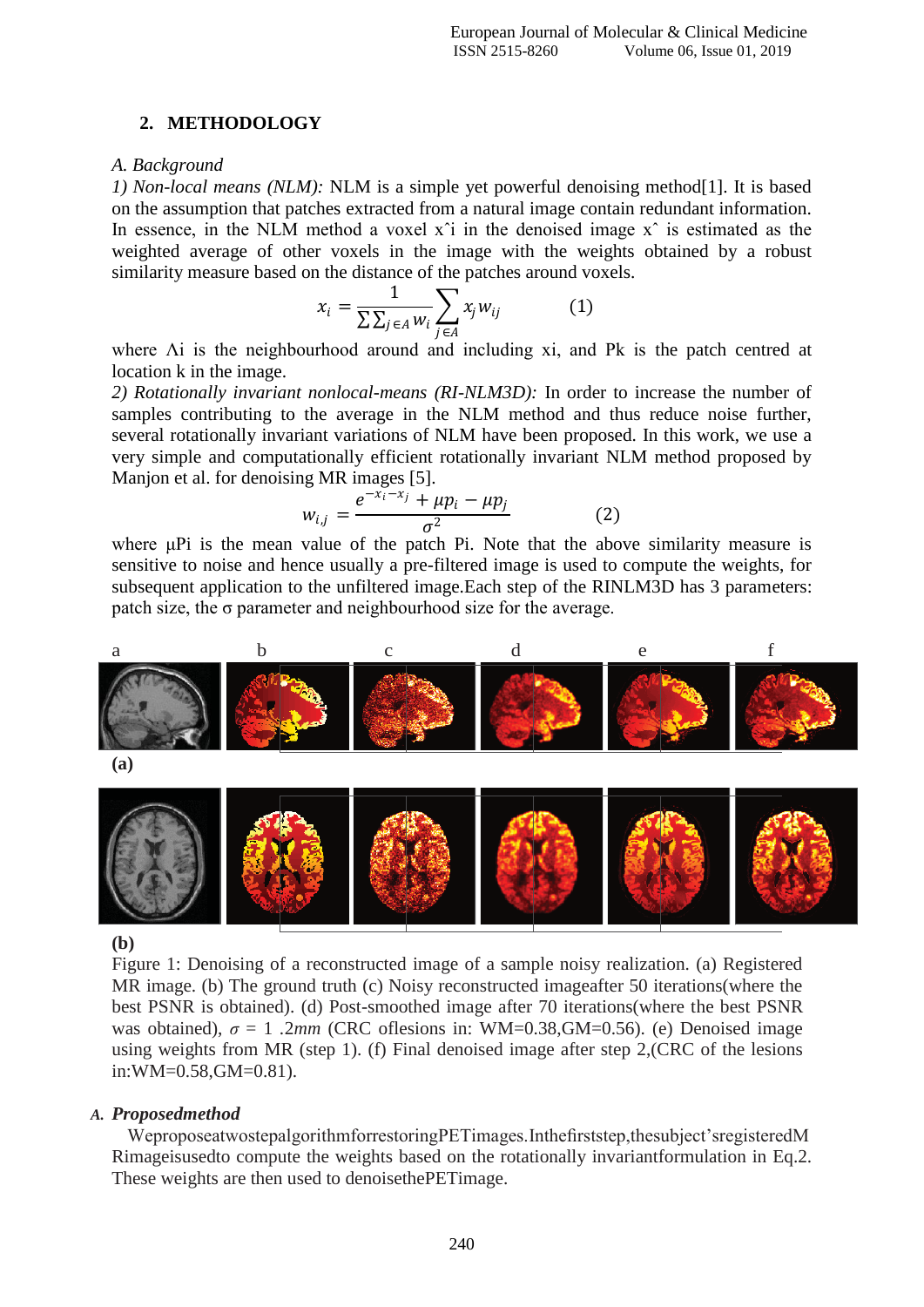## 2. METHODOLOGY

*A. Background*

*1) Non-local means (NLM):* NLM is a simple yet powerful denoising method[1]. It is based on the assumption that patches extracted from a natural image contain redundant information. In essence, in the NLM method a voxel x̂i in the denoised image x̂ is estimated as the weighted average of other voxels in the image with the weights obtained by a robust similarity measure based on the distance of the patches around voxels.

$$x_i = \frac{1}{\sum\sum_{j\in A} w_i} \sum_{j\in A} x_j w_{ij} \qquad (1)$$

where Λi is the neighbourhood around and including xi, and Pk is the patch centred at location k in the image.

*2) Rotationally invariant nonlocal-means (RI-NLM3D):* In order to increase the number of samples contributing to the average in the NLM method and thus reduce noise further, several rotationally invariant variations of NLM have been proposed. In this work, we use a very simple and computationally efficient rotationally invariant NLM method proposed by Manjon et al. for denoising MR images [5].

$$w_{i,j} = \frac{e^{-x_i - x_j} + \mu p_i - \mu p_j}{\sigma^2} \qquad (2)$$

where μPi is the mean value of the patch Pi. Note that the above similarity measure is sensitive to noise and hence usually a pre-filtered image is used to compute the weights, for subsequent application to the unfiltered image.Each step of the RINLM3D has 3 parameters: patch size, the σ parameter and neighbourhood size for the average.

a b c d e f

**(a)**

**(b)**

Figure 1: Denoising of a reconstructed image of a sample noisy realization. (a) Registered MR image. (b) The ground truth (c) Noisy reconstructed imageafter 50 iterations(where the best PSNR is obtained). (d) Post-smoothed image after 70 iterations(where the best PSNR was obtained), $\sigma = 1.2mm$ (CRC oflesions in: WM=0.38,GM=0.56). (e) Denoised image using weights from MR (step 1). (f) Final denoised image after step 2,(CRC of the lesions in:WM=0.58,GM=0.81).

### *A.* ***Proposedmethod***

WeproposeatwostepalgorithmforrestoringPETImages.Inthefirststep,thesubject'sregisteredMRimageisusedto compute the weights based on the rotationally invariantformulation in Eq.2. These weights are then used to denoisethePETimage.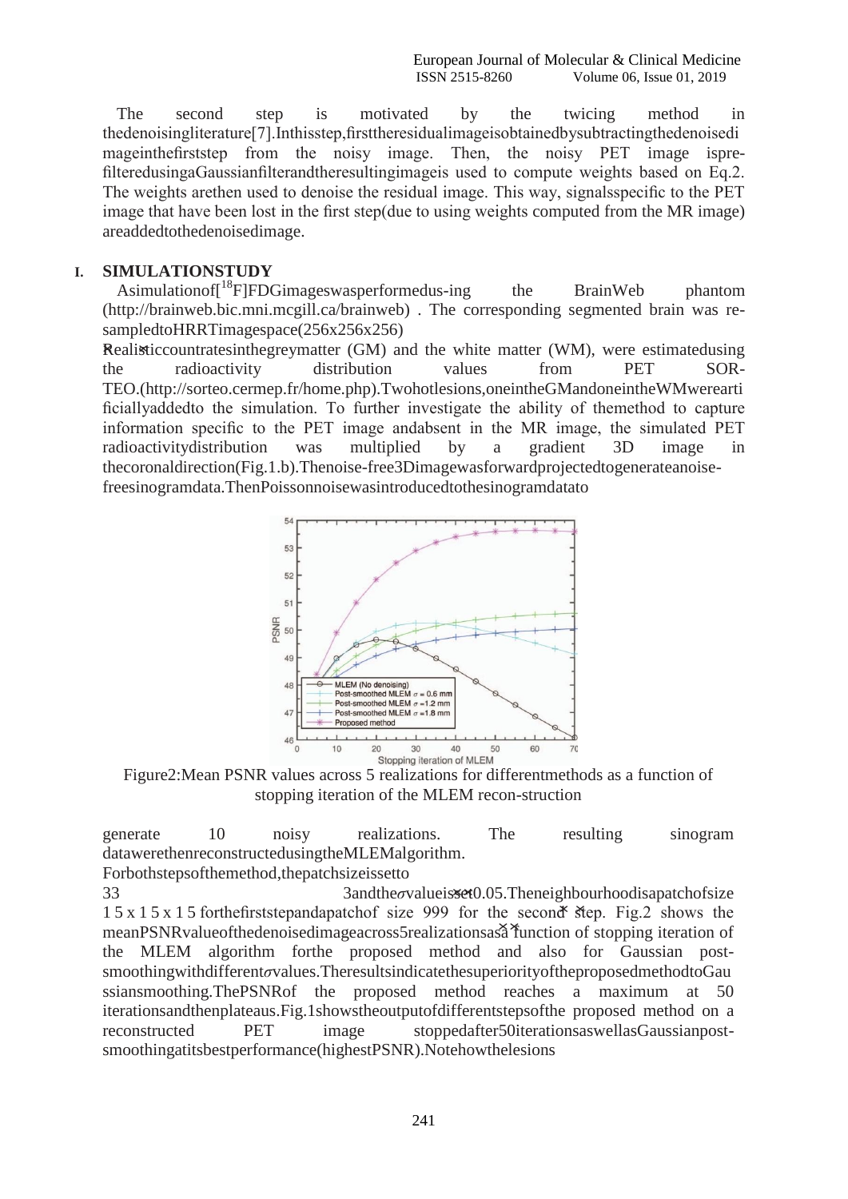The second step is motivated by the twicing method in the denoising literature[7]. In this step, first the residual image is obtained by subtracting the denoised image in the first step from the noisy image. Then, the noisy PET image is pre-filtered using a Gaussian filter and the resulting image is used to compute weights based on Eq.2. The weights are then used to denoise the residual image. This way, signals specific to the PET image that have been lost in the first step (due to using weights computed from the MR image) are added to the denoised image.

## I. SIMULATION STUDY

A simulation of [$^{18}$F]FDG images was performed us-ing the BrainWeb phantom (http://brainweb.bic.mni.mcgill.ca/brainweb) . The corresponding segmented brain was re-sampled to HRRT image space (256x256x256)

Realistic count rates in the grey matter (GM) and the white matter (WM), were estimated using the radioactivity distribution values from PET SOR-TEO.(http://sorteo.cermep.fr/home.php). Two hot lesions, one in the GM and one in the WM were artificially added to the simulation. To further investigate the ability of the method to capture information specific to the PET image and absent in the MR image, the simulated PET radioactivity distribution was multiplied by a gradient 3D image in the coronal direction (Fig.1.b). Then the noise-free 3D image was forward projected to generate a noise-free sinogram data. Then Poisson noise was introduced to the sinogram data to

Figure2: Mean PSNR values across 5 realizations for different methods as a function of stopping iteration of the MLEM recon-struction

generate 10 noisy realizations. The resulting sinogram data were then reconstructed using the MLEM algorithm. For both steps of the method, the patch size is set to $3 \times 3 \times 3$ and the $\sigma$ value is set 0.05. The neighbourhood is a patch of size $15 \times 15 \times 15$ for the first step and a patch of size $9 \times 9 \times 9$ for the second step. Fig.2 shows the mean PSNR value of the denoised image across 5 realizations as a function of stopping iteration of the MLEM algorithm for the proposed method and also for Gaussian post-smoothing with different $\sigma$ values. The results indicate the superiority of the proposed method to Gaussian smoothing. The PSNR of the proposed method reaches a maximum at 50 iterations and then plateaus. Fig.1 shows the output of different steps of the proposed method on a reconstructed PET image stopped after 50 iterations as well as Gaussian post-smoothing at its best performance (highest PSNR). Note how the lesions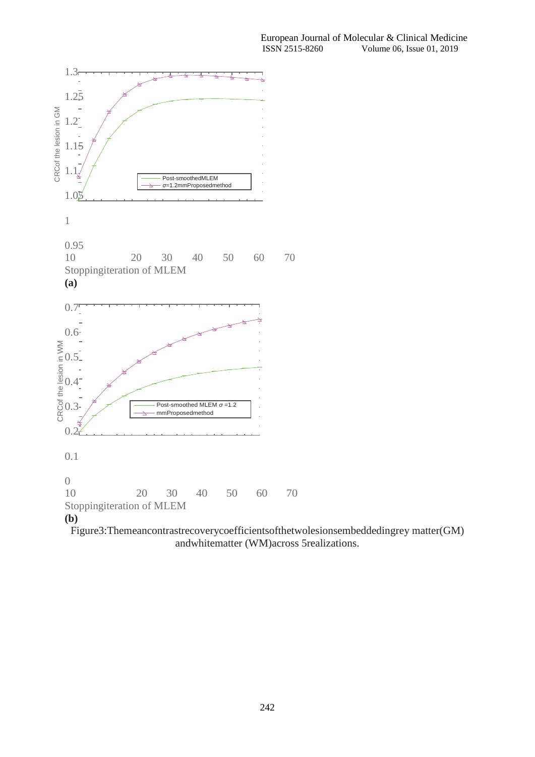1.3

1.25

1.2

1.15

1.1

1.05

1

0.95

10 20 30 40 50 60 70

Stoppingiteration of MLEM

CRCof the lesion in GM

Post-smoothedMLEM

$\sigma$=1.2mmProposedmethod

**(a)**

0.7

0.6

0.5

0.4

0.3

0.2

0.1

0

10 20 30 40 50 60 70

Stoppingiteration of MLEM

CRCof the lesion in WM

Post-smoothed MLEM $\sigma$ =1.2

mmProposedmethod

**(b)**

Figure3:Themeancontrastrecoverycoefficientsofthetwolesionsembeddedingrey matter(GM) andwhitematter (WM)across 5realizations.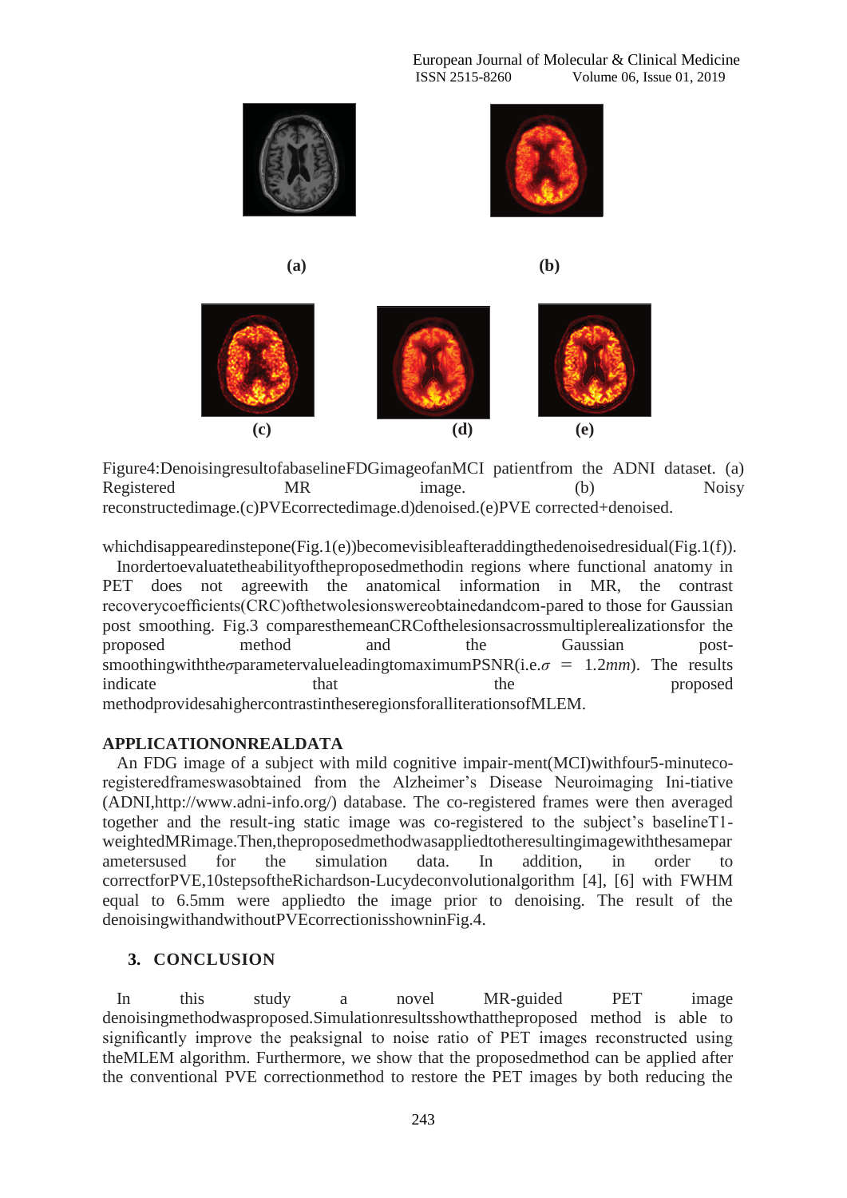(a) (b)

(c) (d) (e)

Figure4:DenoisingresultofabaselineFDGimageofanMCI patientfrom the ADNI dataset. (a) Registered MR image. (b) Noisy reconstructedimage.(c)PVEcorrectedimage.d)denoised.(e)PVE corrected+denoised.

whichdisappearedinstepone(Fig.1(e))becomevisibleafteraddingthedenoisedresidual(Fig.1(f)).

Inordertoevaluatetheabilityoftheproposedmethodin regions where functional anatomy in PET does not agreewith the anatomical information in MR, the contrast recoverycoefficients(CRC)ofthetwolesionswereobtainedandcom-pared to those for Gaussian post smoothing. Fig.3 comparesthemeanCRCofthelesionsacrossmultiplerealizationsfor the proposed method and the Gaussian post-smoothingwiththe$\sigma$parametervalueleadingtomaximumPSNR(i.e.$\sigma$ = 1.2*mm*). The results indicate that the proposed methodprovidesahighercontrastintheseregionsforalliterationsofMLEM.

## APPLICATIONONREALDATA

An FDG image of a subject with mild cognitive impair-ment(MCI)withfour5-minuteco-registeredframeswasobtained from the Alzheimer's Disease Neuroimaging Ini-tiative (ADNI,http://www.adni-info.org/) database. The co-registered frames were then averaged together and the result-ing static image was co-registered to the subject's baselineT1-weightedMRimage.Then,theproposedmethodwasappliedtotheresultingimagewiththesamepar ametersused for the simulation data. In addition, in order to correctforPVE,10stepsoftheRichardson-Lucydeconvolutionalgorithm [4], [6] with FWHM equal to 6.5mm were appliedto the image prior to denoising. The result of the denoisingwithandwithoutPVEcorrectionisshowninFig.4.

## 3. CONCLUSION

In this study a novel MR-guided PET image denoisingmethodwasproposed.Simulationresultsshowthattheproposed method is able to significantly improve the peaksignal to noise ratio of PET images reconstructed using theMLEM algorithm. Furthermore, we show that the proposedmethod can be applied after the conventional PVE correctionmethod to restore the PET images by both reducing the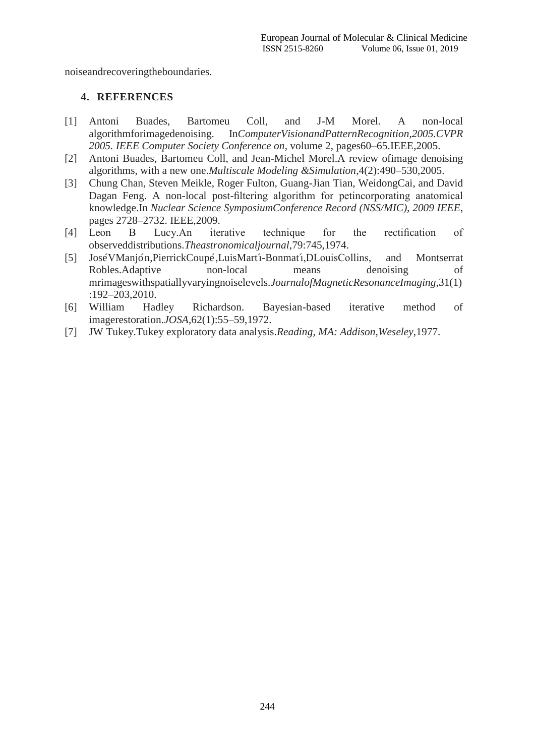noiseandrecoveringtheboundaries.

## 4. REFERENCES

[1] Antoni Buades, Bartomeu Coll, and J-M Morel. A non-local algorithmforimagedenoising. In*ComputerVisionandPatternRecognition,2005.CVPR 2005. IEEE Computer Society Conference on*, volume 2, pages60–65.IEEE,2005.

[2] Antoni Buades, Bartomeu Coll, and Jean-Michel Morel.A review ofimage denoising algorithms, with a new one.*Multiscale Modeling &Simulation*,4(2):490–530,2005.

[3] Chung Chan, Steven Meikle, Roger Fulton, Guang-Jian Tian, WeidongCai, and David Dagan Feng. A non-local post-filtering algorithm for petincorporating anatomical knowledge.In *Nuclear Science SymposiumConference Record (NSS/MIC), 2009 IEEE*, pages 2728–2732. IEEE,2009.

[4] Leon B Lucy.An iterative technique for the rectification of observeddistributions.*Theastronomicaljournal*,79:745,1974.

[5] JoséVManjón,PierrickCoupé,LuisMartí-Bonmatí,DLouisCollins, and Montserrat Robles.Adaptive non-local means denoising of mrimageswithspatiallyvaryingnoiselevels.*JournalofMagneticResonanceImaging*,31(1) :192–203,2010.

[6] William Hadley Richardson. Bayesian-based iterative method of imagerestoration.*JOSA*,62(1):55–59,1972.

[7] JW Tukey.Tukey exploratory data analysis.*Reading, MA: Addison,Weseley*,1977.